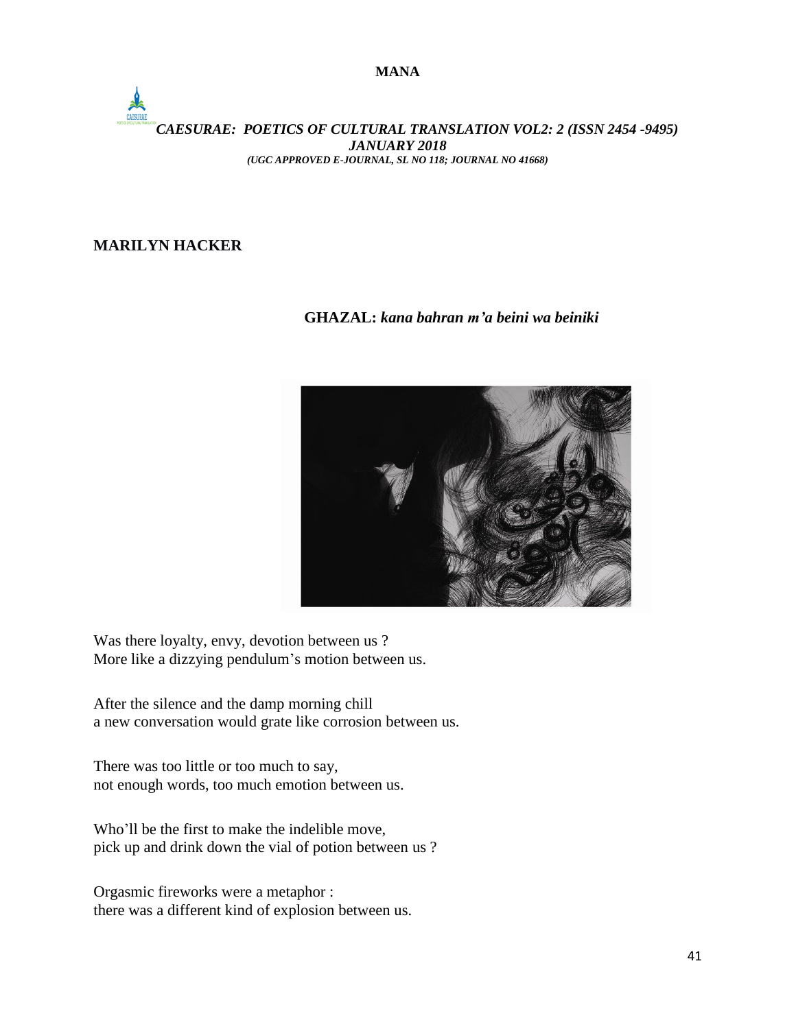# MARILYN HACKER

## GHAZAL: *kana bahran m'a beini wa beiniki*

Was there loyalty, envy, devotion between us ?
More like a dizzying pendulum's motion between us.

After the silence and the damp morning chill
a new conversation would grate like corrosion between us.

There was too little or too much to say,
not enough words, too much emotion between us.

Who'll be the first to make the indelible move,
pick up and drink down the vial of potion between us ?

Orgasmic fireworks were a metaphor :
there was a different kind of explosion between us.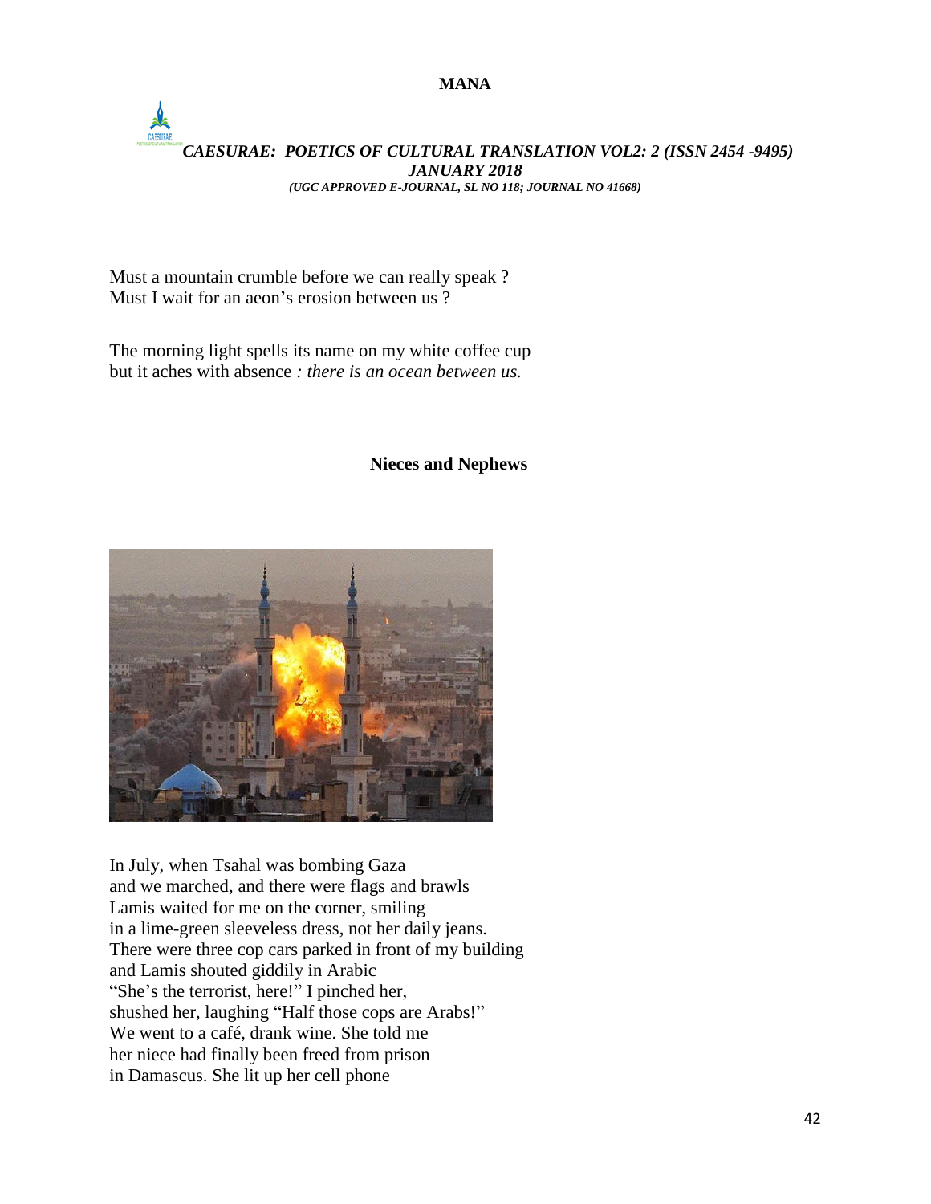Must a mountain crumble before we can really speak ?
Must I wait for an aeon's erosion between us ?

The morning light spells its name on my white coffee cup
but it aches with absence *: there is an ocean between us.*

## Nieces and Nephews

In July, when Tsahal was bombing Gaza
and we marched, and there were flags and brawls
Lamis waited for me on the corner, smiling
in a lime-green sleeveless dress, not her daily jeans.
There were three cop cars parked in front of my building
and Lamis shouted giddily in Arabic
"She's the terrorist, here!" I pinched her,
shushed her, laughing "Half those cops are Arabs!"
We went to a café, drank wine. She told me
her niece had finally been freed from prison
in Damascus. She lit up her cell phone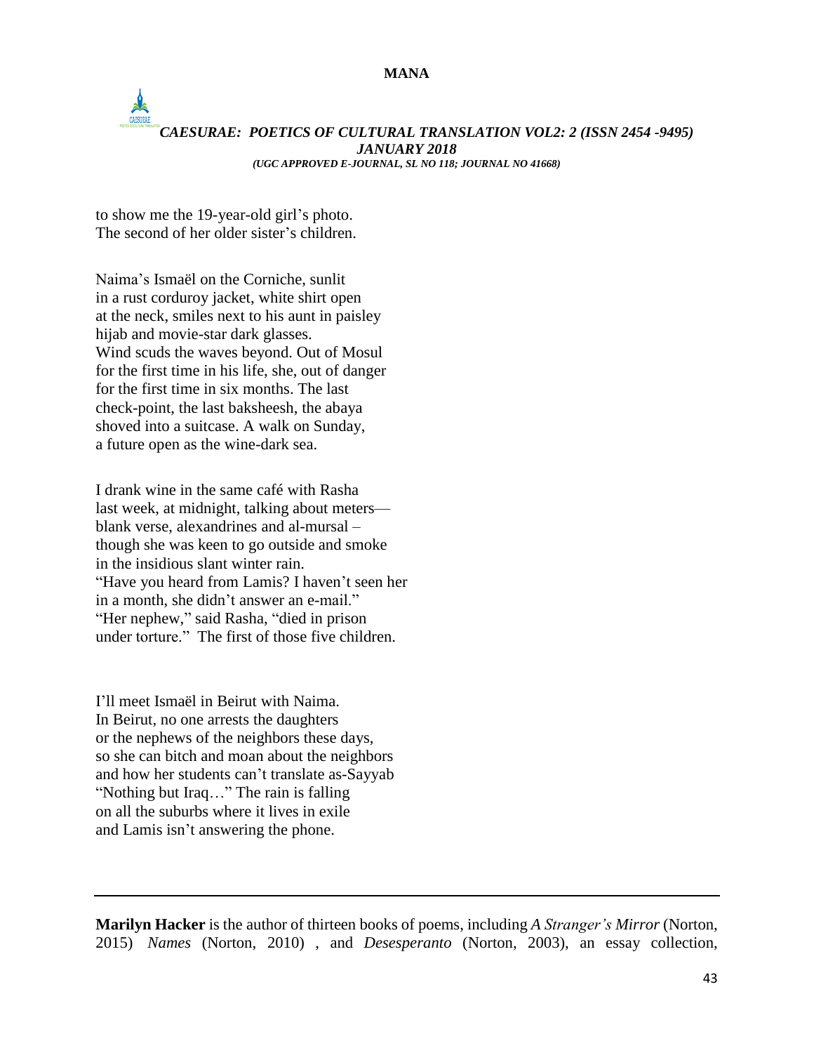to show me the 19-year-old girl's photo.
The second of her older sister's children.

Naima's Ismaël on the Corniche, sunlit
in a rust corduroy jacket, white shirt open
at the neck, smiles next to his aunt in paisley
hijab and movie-star dark glasses.
Wind scuds the waves beyond. Out of Mosul
for the first time in his life, she, out of danger
for the first time in six months. The last
check-point, the last baksheesh, the abaya
shoved into a suitcase. A walk on Sunday,
a future open as the wine-dark sea.

I drank wine in the same café with Rasha
last week, at midnight, talking about meters—
blank verse, alexandrines and al-mursal –
though she was keen to go outside and smoke
in the insidious slant winter rain.
"Have you heard from Lamis? I haven't seen her
in a month, she didn't answer an e-mail."
"Her nephew," said Rasha, "died in prison
under torture." The first of those five children.

I'll meet Ismaël in Beirut with Naima.
In Beirut, no one arrests the daughters
or the nephews of the neighbors these days,
so she can bitch and moan about the neighbors
and how her students can't translate as-Sayyab
"Nothing but Iraq…" The rain is falling
on all the suburbs where it lives in exile
and Lamis isn't answering the phone.

---

**Marilyn Hacker** is the author of thirteen books of poems, including *A Stranger's Mirror* (Norton, 2015) *Names* (Norton, 2010) , and *Desesperanto* (Norton, 2003), an essay collection,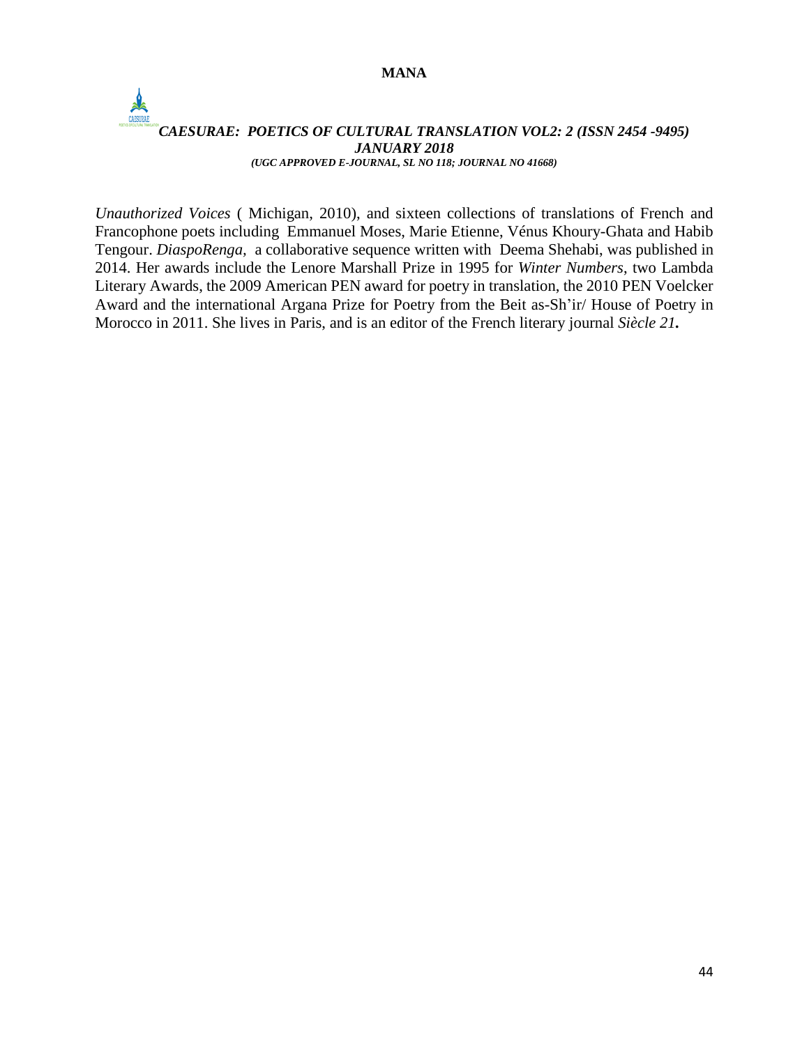*Unauthorized Voices* ( Michigan, 2010), and sixteen collections of translations of French and Francophone poets including Emmanuel Moses, Marie Etienne, Vénus Khoury-Ghata and Habib Tengour. *DiaspoRenga*, a collaborative sequence written with Deema Shehabi, was published in 2014. Her awards include the Lenore Marshall Prize in 1995 for *Winter Numbers*, two Lambda Literary Awards, the 2009 American PEN award for poetry in translation, the 2010 PEN Voelcker Award and the international Argana Prize for Poetry from the Beit as-Sh'ir/ House of Poetry in Morocco in 2011. She lives in Paris, and is an editor of the French literary journal ***Siècle 21.***